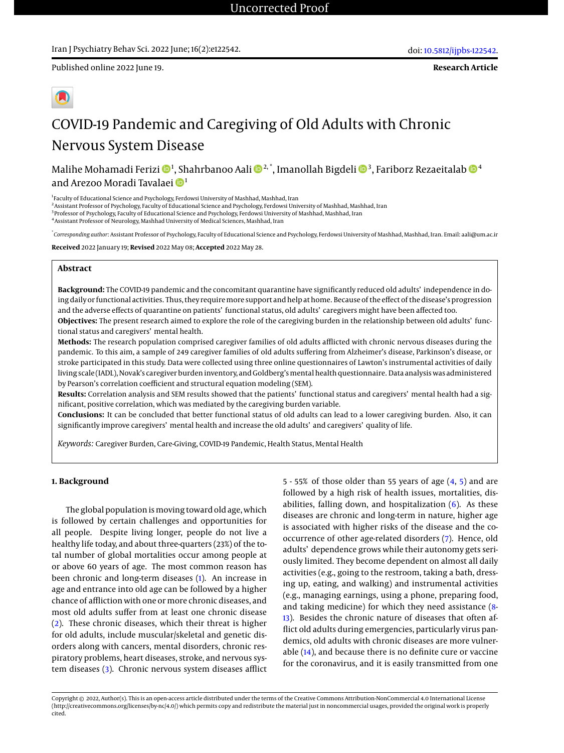Published online 2022 June 19.

**Research Article**

# COVID-19 Pandemic and Caregiving of Old Adults with Chronic Nervous System Disease

Malihe Mohamadi Ferizi [1], Shahrbanoo Aali [2,*], Imanollah Bigdeli [3], Fariborz Rezaeitalab [4] and Arezoo Moradi Tavalaei [1]

[1] Faculty of Educational Science and Psychology, Ferdowsi University of Mashhad, Mashhad, Iran
[2] Assistant Professor of Psychology, Faculty of Educational Science and Psychology, Ferdowsi University of Mashhad, Mashhad, Iran
[3] Professor of Psychology, Faculty of Educational Science and Psychology, Ferdowsi University of Mashhad, Mashhad, Iran
[4] Assistant Professor of Neurology, Mashhad University of Medical Sciences, Mashhad, Iran

[*] *Corresponding author*: Assistant Professor of Psychology, Faculty of Educational Science and Psychology, Ferdowsi University of Mashhad, Mashhad, Iran. Email: aali@um.ac.ir

**Received** 2022 January 19; **Revised** 2022 May 08; **Accepted** 2022 May 28.

## Abstract

**Background:** The COVID-19 pandemic and the concomitant quarantine have significantly reduced old adults' independence in doing daily or functional activities. Thus, they require more support and help at home. Because of the effect of the disease's progression and the adverse effects of quarantine on patients' functional status, old adults' caregivers might have been affected too.

**Objectives:** The present research aimed to explore the role of the caregiving burden in the relationship between old adults' functional status and caregivers' mental health.

**Methods:** The research population comprised caregiver families of old adults afflicted with chronic nervous diseases during the pandemic. To this aim, a sample of 249 caregiver families of old adults suffering from Alzheimer's disease, Parkinson's disease, or stroke participated in this study. Data were collected using three online questionnaires of Lawton's instrumental activities of daily living scale (IADL), Novak's caregiver burden inventory, and Goldberg's mental health questionnaire. Data analysis was administered by Pearson's correlation coefficient and structural equation modeling (SEM).

**Results:** Correlation analysis and SEM results showed that the patients' functional status and caregivers' mental health had a significant, positive correlation, which was mediated by the caregiving burden variable.

**Conclusions:** It can be concluded that better functional status of old adults can lead to a lower caregiving burden. Also, it can significantly improve caregivers' mental health and increase the old adults' and caregivers' quality of life.

*Keywords:* Caregiver Burden, Care-Giving, COVID-19 Pandemic, Health Status, Mental Health

## 1. Background

The global population is moving toward old age, which is followed by certain challenges and opportunities for all people. Despite living longer, people do not live a healthy life today, and about three-quarters (23%) of the total number of global mortalities occur among people at or above 60 years of age. The most common reason has been chronic and long-term diseases (1). An increase in age and entrance into old age can be followed by a higher chance of affliction with one or more chronic diseases, and most old adults suffer from at least one chronic disease (2). These chronic diseases, which their threat is higher for old adults, include muscular/skeletal and genetic disorders along with cancers, mental disorders, chronic respiratory problems, heart diseases, stroke, and nervous system diseases (3). Chronic nervous system diseases afflict 5 - 55% of those older than 55 years of age (4, 5) and are followed by a high risk of health issues, mortalities, disabilities, falling down, and hospitalization (6). As these diseases are chronic and long-term in nature, higher age is associated with higher risks of the disease and the co-occurrence of other age-related disorders (7). Hence, old adults' dependence grows while their autonomy gets seriously limited. They become dependent on almost all daily activities (e.g., going to the restroom, taking a bath, dressing up, eating, and walking) and instrumental activities (e.g., managing earnings, using a phone, preparing food, and taking medicine) for which they need assistance (8-13). Besides the chronic nature of diseases that often afflict old adults during emergencies, particularly virus pandemics, old adults with chronic diseases are more vulnerable (14), and because there is no definite cure or vaccine for the coronavirus, and it is easily transmitted from one

Copyright © 2022, Author(s). This is an open-access article distributed under the terms of the Creative Commons Attribution-NonCommercial 4.0 International License (http://creativecommons.org/licenses/by-nc/4.0/) which permits copy and redistribute the material just in noncommercial usages, provided the original work is properly cited.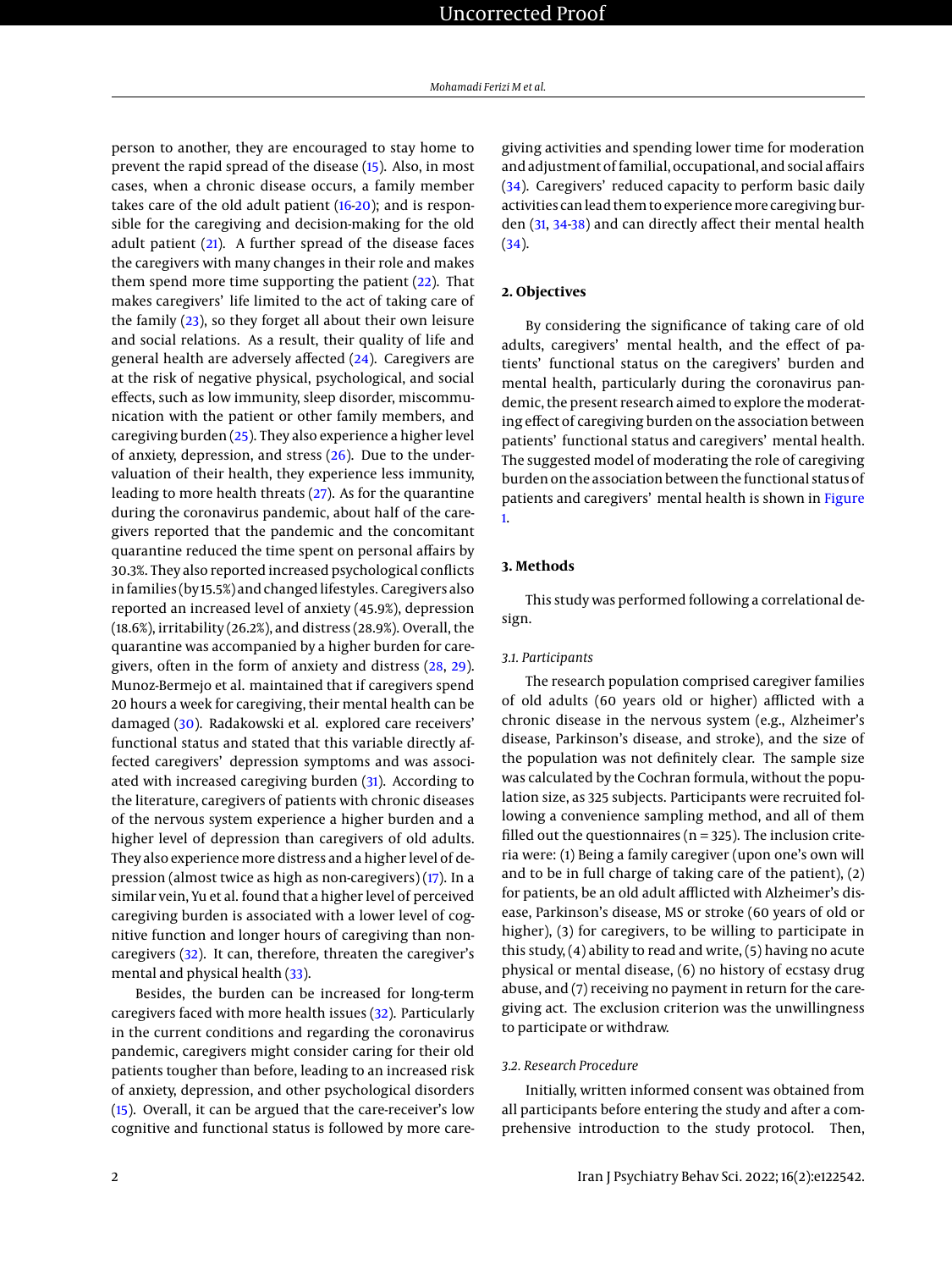person to another, they are encouraged to stay home to prevent the rapid spread of the disease (15). Also, in most cases, when a chronic disease occurs, a family member takes care of the old adult patient (16-20); and is responsible for the caregiving and decision-making for the old adult patient (21). A further spread of the disease faces the caregivers with many changes in their role and makes them spend more time supporting the patient (22). That makes caregivers' life limited to the act of taking care of the family (23), so they forget all about their own leisure and social relations. As a result, their quality of life and general health are adversely affected (24). Caregivers are at the risk of negative physical, psychological, and social effects, such as low immunity, sleep disorder, miscommunication with the patient or other family members, and caregiving burden (25). They also experience a higher level of anxiety, depression, and stress (26). Due to the undervaluation of their health, they experience less immunity, leading to more health threats (27). As for the quarantine during the coronavirus pandemic, about half of the caregivers reported that the pandemic and the concomitant quarantine reduced the time spent on personal affairs by 30.3%. They also reported increased psychological conflicts in families (by 15.5%) and changed lifestyles. Caregivers also reported an increased level of anxiety (45.9%), depression (18.6%), irritability (26.2%), and distress (28.9%). Overall, the quarantine was accompanied by a higher burden for caregivers, often in the form of anxiety and distress (28, 29). Munoz-Bermejo et al. maintained that if caregivers spend 20 hours a week for caregiving, their mental health can be damaged (30). Radakowski et al. explored care receivers' functional status and stated that this variable directly affected caregivers' depression symptoms and was associated with increased caregiving burden (31). According to the literature, caregivers of patients with chronic diseases of the nervous system experience a higher burden and a higher level of depression than caregivers of old adults. They also experience more distress and a higher level of depression (almost twice as high as non-caregivers) (17). In a similar vein, Yu et al. found that a higher level of perceived caregiving burden is associated with a lower level of cognitive function and longer hours of caregiving than non-caregivers (32). It can, therefore, threaten the caregiver's mental and physical health (33).

Besides, the burden can be increased for long-term caregivers faced with more health issues (32). Particularly in the current conditions and regarding the coronavirus pandemic, caregivers might consider caring for their old patients tougher than before, leading to an increased risk of anxiety, depression, and other psychological disorders (15). Overall, it can be argued that the care-receiver's low cognitive and functional status is followed by more caregiving activities and spending lower time for moderation and adjustment of familial, occupational, and social affairs (34). Caregivers' reduced capacity to perform basic daily activities can lead them to experience more caregiving burden (31, 34-38) and can directly affect their mental health (34).

## 2. Objectives

By considering the significance of taking care of old adults, caregivers' mental health, and the effect of patients' functional status on the caregivers' burden and mental health, particularly during the coronavirus pandemic, the present research aimed to explore the moderating effect of caregiving burden on the association between patients' functional status and caregivers' mental health. The suggested model of moderating the role of caregiving burden on the association between the functional status of patients and caregivers' mental health is shown in Figure 1.

## 3. Methods

This study was performed following a correlational design.

### *3.1. Participants*

The research population comprised caregiver families of old adults (60 years old or higher) afflicted with a chronic disease in the nervous system (e.g., Alzheimer's disease, Parkinson's disease, and stroke), and the size of the population was not definitely clear. The sample size was calculated by the Cochran formula, without the population size, as 325 subjects. Participants were recruited following a convenience sampling method, and all of them filled out the questionnaires (n = 325). The inclusion criteria were: (1) Being a family caregiver (upon one's own will and to be in full charge of taking care of the patient), (2) for patients, be an old adult afflicted with Alzheimer's disease, Parkinson's disease, MS or stroke (60 years of old or higher), (3) for caregivers, to be willing to participate in this study, (4) ability to read and write, (5) having no acute physical or mental disease, (6) no history of ecstasy drug abuse, and (7) receiving no payment in return for the caregiving act. The exclusion criterion was the unwillingness to participate or withdraw.

### *3.2. Research Procedure*

Initially, written informed consent was obtained from all participants before entering the study and after a comprehensive introduction to the study protocol. Then,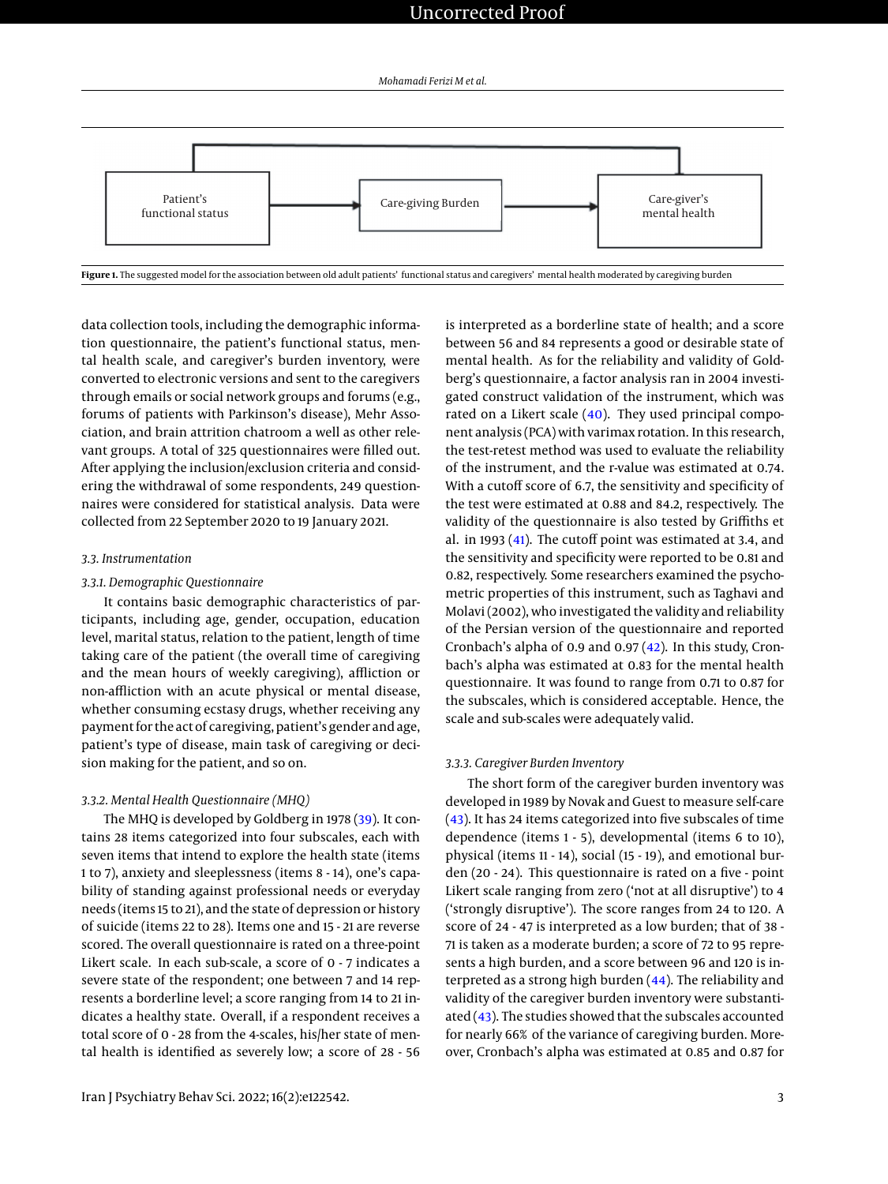Patient's functional status

Care-giving Burden

Care-giver's mental health

**Figure 1.** The suggested model for the association between old adult patients' functional status and caregivers' mental health moderated by caregiving burden

data collection tools, including the demographic information questionnaire, the patient's functional status, mental health scale, and caregiver's burden inventory, were converted to electronic versions and sent to the caregivers through emails or social network groups and forums (e.g., forums of patients with Parkinson's disease), Mehr Association, and brain attrition chatroom a well as other relevant groups. A total of 325 questionnaires were filled out. After applying the inclusion/exclusion criteria and considering the withdrawal of some respondents, 249 questionnaires were considered for statistical analysis. Data were collected from 22 September 2020 to 19 January 2021.

### 3.3. Instrumentation

#### 3.3.1. Demographic Questionnaire

It contains basic demographic characteristics of participants, including age, gender, occupation, education level, marital status, relation to the patient, length of time taking care of the patient (the overall time of caregiving and the mean hours of weekly caregiving), affliction or non-affliction with an acute physical or mental disease, whether consuming ecstasy drugs, whether receiving any payment for the act of caregiving, patient's gender and age, patient's type of disease, main task of caregiving or decision making for the patient, and so on.

#### 3.3.2. Mental Health Questionnaire (MHQ)

The MHQ is developed by Goldberg in 1978 (39). It contains 28 items categorized into four subscales, each with seven items that intend to explore the health state (items 1 to 7), anxiety and sleeplessness (items 8 - 14), one's capability of standing against professional needs or everyday needs (items 15 to 21), and the state of depression or history of suicide (items 22 to 28). Items one and 15 - 21 are reverse scored. The overall questionnaire is rated on a three-point Likert scale. In each sub-scale, a score of 0 - 7 indicates a severe state of the respondent; one between 7 and 14 represents a borderline level; a score ranging from 14 to 21 indicates a healthy state. Overall, if a respondent receives a total score of 0 - 28 from the 4-scales, his/her state of mental health is identified as severely low; a score of 28 - 56 is interpreted as a borderline state of health; and a score between 56 and 84 represents a good or desirable state of mental health. As for the reliability and validity of Goldberg's questionnaire, a factor analysis ran in 2004 investigated construct validation of the instrument, which was rated on a Likert scale (40). They used principal component analysis (PCA) with varimax rotation. In this research, the test-retest method was used to evaluate the reliability of the instrument, and the r-value was estimated at 0.74. With a cutoff score of 6.7, the sensitivity and specificity of the test were estimated at 0.88 and 84.2, respectively. The validity of the questionnaire is also tested by Griffiths et al. in 1993 (41). The cutoff point was estimated at 3.4, and the sensitivity and specificity were reported to be 0.81 and 0.82, respectively. Some researchers examined the psychometric properties of this instrument, such as Taghavi and Molavi (2002), who investigated the validity and reliability of the Persian version of the questionnaire and reported Cronbach's alpha of 0.9 and 0.97 (42). In this study, Cronbach's alpha was estimated at 0.83 for the mental health questionnaire. It was found to range from 0.71 to 0.87 for the subscales, which is considered acceptable. Hence, the scale and sub-scales were adequately valid.

#### 3.3.3. Caregiver Burden Inventory

The short form of the caregiver burden inventory was developed in 1989 by Novak and Guest to measure self-care (43). It has 24 items categorized into five subscales of time dependence (items 1 - 5), developmental (items 6 to 10), physical (items 11 - 14), social (15 - 19), and emotional burden (20 - 24). This questionnaire is rated on a five - point Likert scale ranging from zero ('not at all disruptive') to 4 ('strongly disruptive'). The score ranges from 24 to 120. A score of 24 - 47 is interpreted as a low burden; that of 38 - 71 is taken as a moderate burden; a score of 72 to 95 represents a high burden, and a score between 96 and 120 is interpreted as a strong high burden (44). The reliability and validity of the caregiver burden inventory were substantiated (43). The studies showed that the subscales accounted for nearly 66% of the variance of caregiving burden. Moreover, Cronbach's alpha was estimated at 0.85 and 0.87 for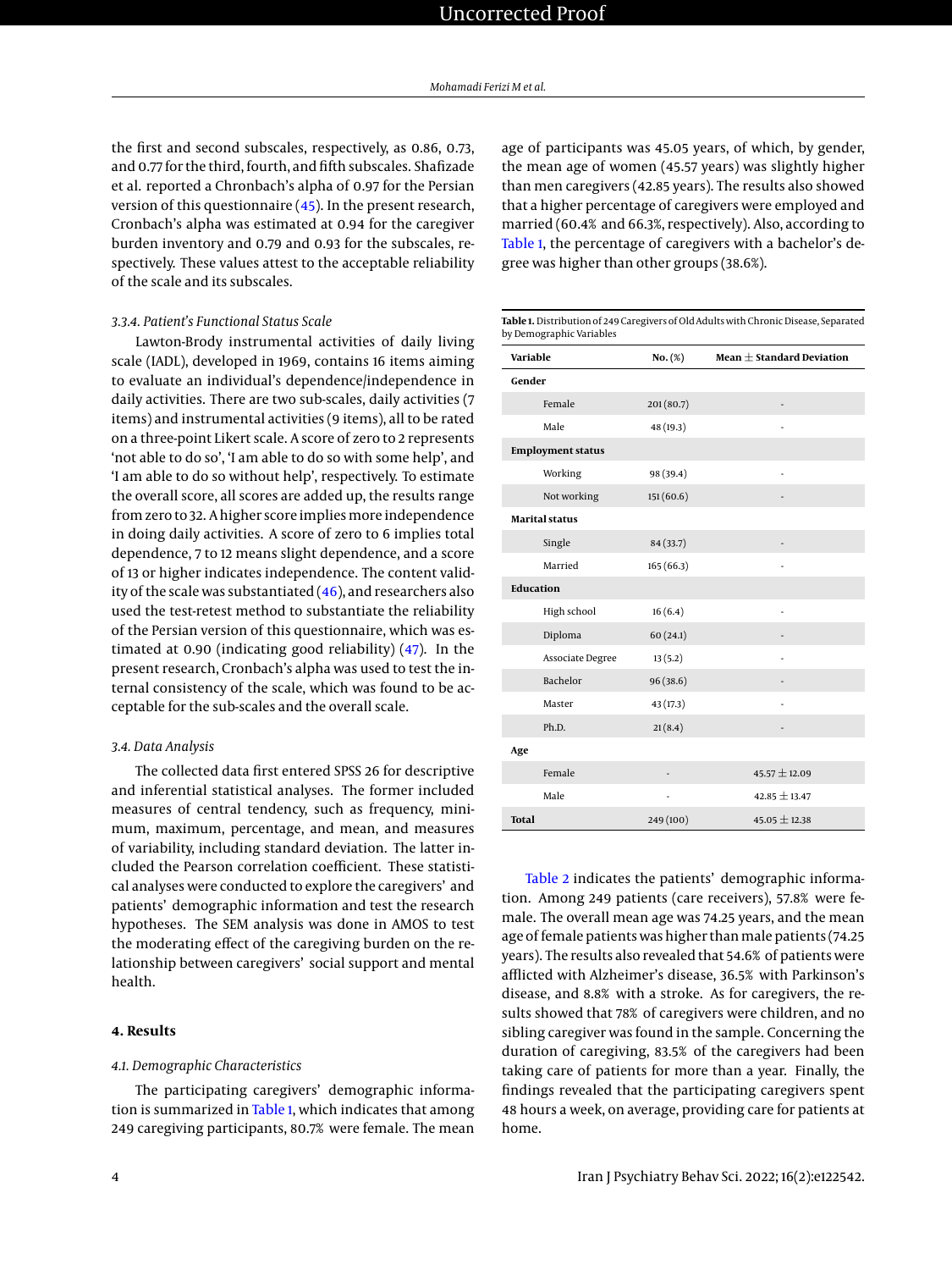the first and second subscales, respectively, as 0.86, 0.73, and 0.77 for the third, fourth, and fifth subscales. Shafizade et al. reported a Chronbach's alpha of 0.97 for the Persian version of this questionnaire (45). In the present research, Cronbach's alpha was estimated at 0.94 for the caregiver burden inventory and 0.79 and 0.93 for the subscales, respectively. These values attest to the acceptable reliability of the scale and its subscales.

#### 3.3.4. Patient's Functional Status Scale

Lawton-Brody instrumental activities of daily living scale (IADL), developed in 1969, contains 16 items aiming to evaluate an individual's dependence/independence in daily activities. There are two sub-scales, daily activities (7 items) and instrumental activities (9 items), all to be rated on a three-point Likert scale. A score of zero to 2 represents 'not able to do so', 'I am able to do so with some help', and 'I am able to do so without help', respectively. To estimate the overall score, all scores are added up, the results range from zero to 32. A higher score implies more independence in doing daily activities. A score of zero to 6 implies total dependence, 7 to 12 means slight dependence, and a score of 13 or higher indicates independence. The content validity of the scale was substantiated (46), and researchers also used the test-retest method to substantiate the reliability of the Persian version of this questionnaire, which was estimated at 0.90 (indicating good reliability) (47). In the present research, Cronbach's alpha was used to test the internal consistency of the scale, which was found to be acceptable for the sub-scales and the overall scale.

### 3.4. Data Analysis

The collected data first entered SPSS 26 for descriptive and inferential statistical analyses. The former included measures of central tendency, such as frequency, minimum, maximum, percentage, and mean, and measures of variability, including standard deviation. The latter included the Pearson correlation coefficient. These statistical analyses were conducted to explore the caregivers' and patients' demographic information and test the research hypotheses. The SEM analysis was done in AMOS to test the moderating effect of the caregiving burden on the relationship between caregivers' social support and mental health.

## 4. Results

### 4.1. Demographic Characteristics

The participating caregivers' demographic information is summarized in Table 1, which indicates that among 249 caregiving participants, 80.7% were female. The mean age of participants was 45.05 years, of which, by gender, the mean age of women (45.57 years) was slightly higher than men caregivers (42.85 years). The results also showed that a higher percentage of caregivers were employed and married (60.4% and 66.3%, respectively). Also, according to Table 1, the percentage of caregivers with a bachelor's degree was higher than other groups (38.6%).

**Table 1.** Distribution of 249 Caregivers of Old Adults with Chronic Disease, Separated by Demographic Variables

| Variable | No. (%) | Mean ± Standard Deviation |
|---|---|---|
| **Gender** | | |
| Female | 201 (80.7) | - |
| Male | 48 (19.3) | - |
| **Employment status** | | |
| Working | 98 (39.4) | - |
| Not working | 151 (60.6) | - |
| **Marital status** | | |
| Single | 84 (33.7) | - |
| Married | 165 (66.3) | - |
| **Education** | | |
| High school | 16 (6.4) | - |
| Diploma | 60 (24.1) | - |
| Associate Degree | 13 (5.2) | - |
| Bachelor | 96 (38.6) | - |
| Master | 43 (17.3) | - |
| Ph.D. | 21 (8.4) | - |
| **Age** | | |
| Female | - | 45.57 ± 12.09 |
| Male | - | 42.85 ± 13.47 |
| **Total** | 249 (100) | 45.05 ± 12.38 |

Table 2 indicates the patients' demographic information. Among 249 patients (care receivers), 57.8% were female. The overall mean age was 74.25 years, and the mean age of female patients was higher than male patients (74.25 years). The results also revealed that 54.6% of patients were afflicted with Alzheimer's disease, 36.5% with Parkinson's disease, and 8.8% with a stroke. As for caregivers, the results showed that 78% of caregivers were children, and no sibling caregiver was found in the sample. Concerning the duration of caregiving, 83.5% of the caregivers had been taking care of patients for more than a year. Finally, the findings revealed that the participating caregivers spent 48 hours a week, on average, providing care for patients at home.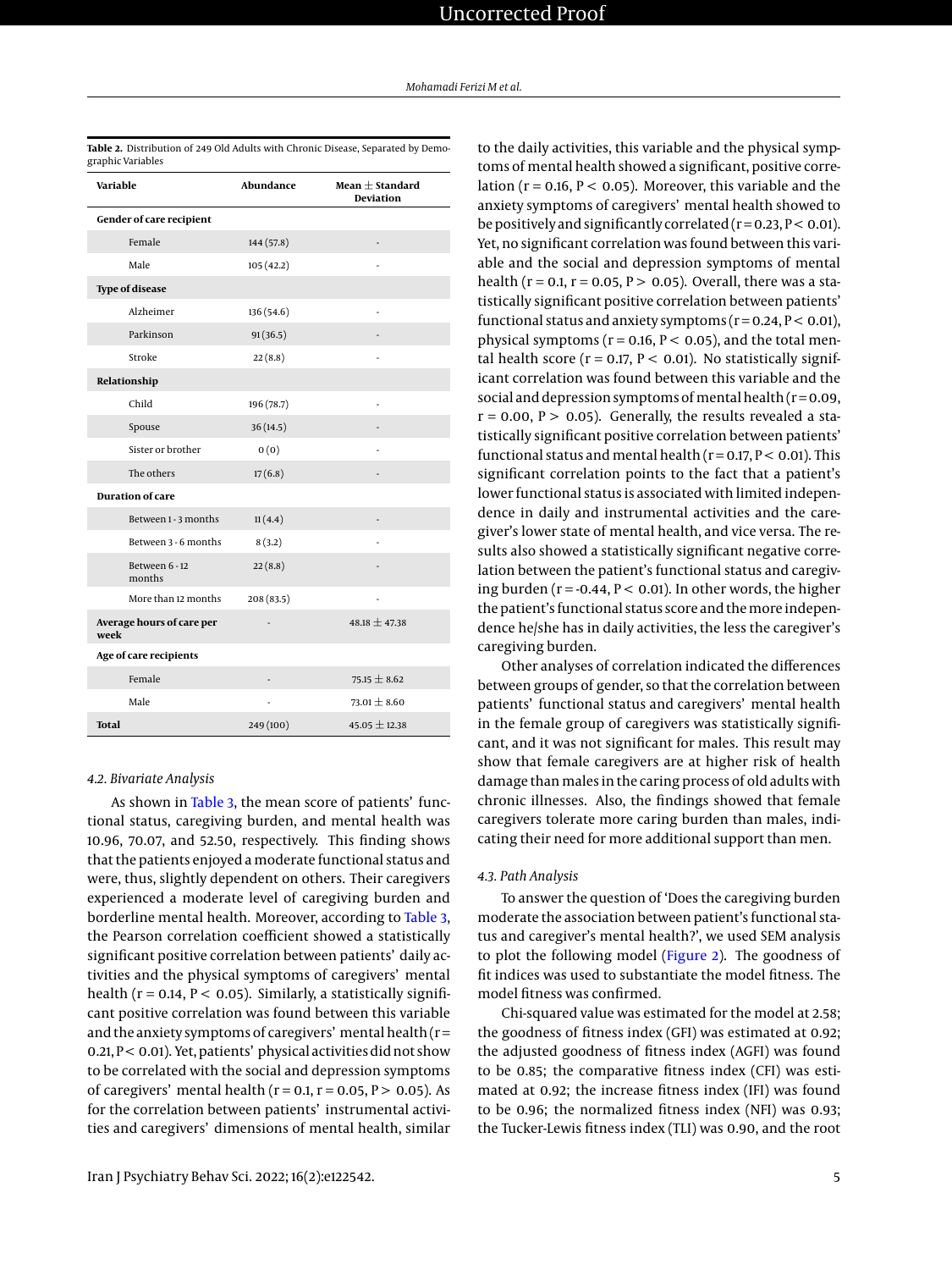**Table 2.** Distribution of 249 Old Adults with Chronic Disease, Separated by Demographic Variables

| Variable | Abundance | Mean ± Standard Deviation |
|---|---|---|
| **Gender of care recipient** | | |
| Female | 144 (57.8) | - |
| Male | 105 (42.2) | - |
| **Type of disease** | | |
| Alzheimer | 136 (54.6) | - |
| Parkinson | 91 (36.5) | - |
| Stroke | 22 (8.8) | - |
| **Relationship** | | |
| Child | 196 (78.7) | - |
| Spouse | 36 (14.5) | - |
| Sister or brother | 0 (0) | - |
| The others | 17 (6.8) | - |
| **Duration of care** | | |
| Between 1 - 3 months | 11 (4.4) | - |
| Between 3 - 6 months | 8 (3.2) | - |
| Between 6 - 12 months | 22 (8.8) | - |
| More than 12 months | 208 (83.5) | - |
| **Average hours of care per week** | - | 48.18 ± 47.38 |
| **Age of care recipients** | | |
| Female | - | 75.15 ± 8.62 |
| Male | - | 73.01 ± 8.60 |
| **Total** | 249 (100) | 45.05 ± 12.38 |

### 4.2. Bivariate Analysis

As shown in Table 3, the mean score of patients' functional status, caregiving burden, and mental health was 10.96, 70.07, and 52.50, respectively. This finding shows that the patients enjoyed a moderate functional status and were, thus, slightly dependent on others. Their caregivers experienced a moderate level of caregiving burden and borderline mental health. Moreover, according to Table 3, the Pearson correlation coefficient showed a statistically significant positive correlation between patients' daily activities and the physical symptoms of caregivers' mental health ($r = 0.14$, $P < 0.05$). Similarly, a statistically significant positive correlation was found between this variable and the anxiety symptoms of caregivers' mental health ($r = 0.21$, $P < 0.01$). Yet, patients' physical activities did not show to be correlated with the social and depression symptoms of caregivers' mental health ($r = 0.1$, $r = 0.05$, $P > 0.05$). As for the correlation between patients' instrumental activities and caregivers' dimensions of mental health, similar to the daily activities, this variable and the physical symptoms of mental health showed a significant, positive correlation ($r = 0.16$, $P < 0.05$). Moreover, this variable and the anxiety symptoms of caregivers' mental health showed to be positively and significantly correlated ($r = 0.23$, $P < 0.01$). Yet, no significant correlation was found between this variable and the social and depression symptoms of mental health ($r = 0.1$, $r = 0.05$, $P > 0.05$). Overall, there was a statistically significant positive correlation between patients' functional status and anxiety symptoms ($r = 0.24$, $P < 0.01$), physical symptoms ($r = 0.16$, $P < 0.05$), and the total mental health score ($r = 0.17$, $P < 0.01$). No statistically significant correlation was found between this variable and the social and depression symptoms of mental health ($r = 0.09$, $r = 0.00$, $P > 0.05$). Generally, the results revealed a statistically significant positive correlation between patients' functional status and mental health ($r = 0.17$, $P < 0.01$). This significant correlation points to the fact that a patient's lower functional status is associated with limited independence in daily and instrumental activities and the caregiver's lower state of mental health, and vice versa. The results also showed a statistically significant negative correlation between the patient's functional status and caregiving burden ($r = -0.44$, $P < 0.01$). In other words, the higher the patient's functional status score and the more independence he/she has in daily activities, the less the caregiver's caregiving burden.

Other analyses of correlation indicated the differences between groups of gender, so that the correlation between patients' functional status and caregivers' mental health in the female group of caregivers was statistically significant, and it was not significant for males. This result may show that female caregivers are at higher risk of health damage than males in the caring process of old adults with chronic illnesses. Also, the findings showed that female caregivers tolerate more caring burden than males, indicating their need for more additional support than men.

### 4.3. Path Analysis

To answer the question of 'Does the caregiving burden moderate the association between patient's functional status and caregiver's mental health?', we used SEM analysis to plot the following model (Figure 2). The goodness of fit indices was used to substantiate the model fitness. The model fitness was confirmed.

Chi-squared value was estimated for the model at 2.58; the goodness of fitness index (GFI) was estimated at 0.92; the adjusted goodness of fitness index (AGFI) was found to be 0.85; the comparative fitness index (CFI) was estimated at 0.92; the increase fitness index (IFI) was found to be 0.96; the normalized fitness index (NFI) was 0.93; the Tucker-Lewis fitness index (TLI) was 0.90, and the root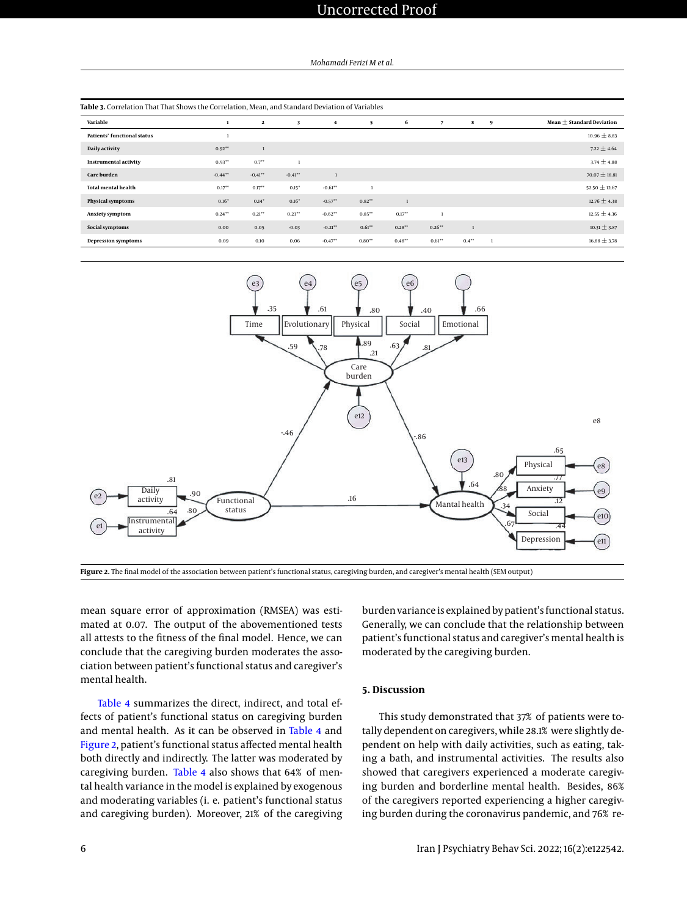**Table 3.** Correlation That That Shows the Correlation, Mean, and Standard Deviation of Variables

| Variable | 1 | 2 | 3 | 4 | 5 | 6 | 7 | 8 | 9 | Mean ± Standard Deviation |
|---|---|---|---|---|---|---|---|---|---|---|
| Patients' functional status | 1 | | | | | | | | | 10.96 ± 8.83 |
| Daily activity | 0.92** | 1 | | | | | | | | 7.22 ± 4.64 |
| Instrumental activity | 0.93** | 0.7** | 1 | | | | | | | 3.74 ± 4.88 |
| Care burden | -0.44** | -0.41** | -0.41** | 1 | | | | | | 70.07 ± 18.81 |
| Total mental health | 0.17** | 0.17** | 0.15* | -0.61** | 1 | | | | | 52.50 ± 12.67 |
| Physical symptoms | 0.16* | 0.14* | 0.16* | -0.57** | 0.82** | 1 | | | | 12.76 ± 4.38 |
| Anxiety symptom | 0.24** | 0.21** | 0.23** | -0.62** | 0.85** | 0.17** | 1 | | | 12.55 ± 4.36 |
| Social symptoms | 0.00 | 0.05 | -0.03 | -0.21** | 0.61** | 0.28** | 0.26** | 1 | | 10.31 ± 3.87 |
| Depression symptoms | 0.09 | 0.10 | 0.06 | -0.47** | 0.80** | 0.48** | 0.61** | 0.4** | 1 | 16.88 ± 3.78 |

**Figure 2.** The final model of the association between patient's functional status, caregiving burden, and caregiver's mental health (SEM output)

mean square error of approximation (RMSEA) was estimated at 0.07. The output of the abovementioned tests all attests to the fitness of the final model. Hence, we can conclude that the caregiving burden moderates the association between patient's functional status and caregiver's mental health.

Table 4 summarizes the direct, indirect, and total effects of patient's functional status on caregiving burden and mental health. As it can be observed in Table 4 and Figure 2, patient's functional status affected mental health both directly and indirectly. The latter was moderated by caregiving burden. Table 4 also shows that 64% of mental health variance in the model is explained by exogenous and moderating variables (i. e. patient's functional status and caregiving burden). Moreover, 21% of the caregiving burden variance is explained by patient's functional status. Generally, we can conclude that the relationship between patient's functional status and caregiver's mental health is moderated by the caregiving burden.

## 5. Discussion

This study demonstrated that 37% of patients were totally dependent on caregivers, while 28.1% were slightly dependent on help with daily activities, such as eating, taking a bath, and instrumental activities. The results also showed that caregivers experienced a moderate caregiving burden and borderline mental health. Besides, 86% of the caregivers reported experiencing a higher caregiving burden during the coronavirus pandemic, and 76% re-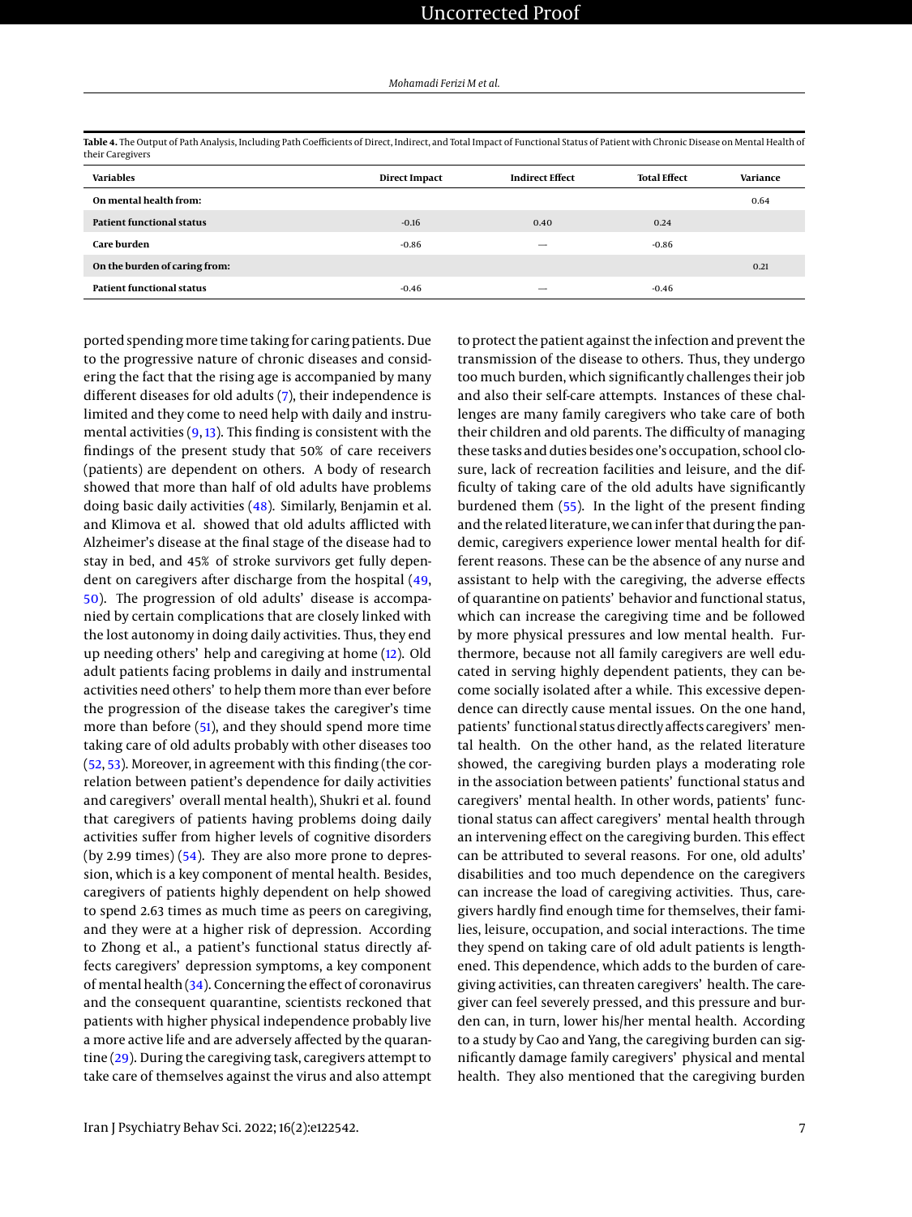**Table 4.** The Output of Path Analysis, Including Path Coefficients of Direct, Indirect, and Total Impact of Functional Status of Patient with Chronic Disease on Mental Health of their Caregivers

| Variables | Direct Impact | Indirect Effect | Total Effect | Variance |
|---|---|---|---|---|
| **On mental health from:** | | | | 0.64 |
| **Patient functional status** | -0.16 | 0.40 | 0.24 | |
| **Care burden** | -0.86 | — | -0.86 | |
| **On the burden of caring from:** | | | | 0.21 |
| **Patient functional status** | -0.46 | — | -0.46 | |

ported spending more time taking for caring patients. Due to the progressive nature of chronic diseases and considering the fact that the rising age is accompanied by many different diseases for old adults (7), their independence is limited and they come to need help with daily and instrumental activities (9, 13). This finding is consistent with the findings of the present study that 50% of care receivers (patients) are dependent on others. A body of research showed that more than half of old adults have problems doing basic daily activities (48). Similarly, Benjamin et al. and Klimova et al. showed that old adults afflicted with Alzheimer's disease at the final stage of the disease had to stay in bed, and 45% of stroke survivors get fully dependent on caregivers after discharge from the hospital (49, 50). The progression of old adults' disease is accompanied by certain complications that are closely linked with the lost autonomy in doing daily activities. Thus, they end up needing others' help and caregiving at home (12). Old adult patients facing problems in daily and instrumental activities need others' to help them more than ever before the progression of the disease takes the caregiver's time more than before (51), and they should spend more time taking care of old adults probably with other diseases too (52, 53). Moreover, in agreement with this finding (the correlation between patient's dependence for daily activities and caregivers' overall mental health), Shukri et al. found that caregivers of patients having problems doing daily activities suffer from higher levels of cognitive disorders (by 2.99 times) (54). They are also more prone to depression, which is a key component of mental health. Besides, caregivers of patients highly dependent on help showed to spend 2.63 times as much time as peers on caregiving, and they were at a higher risk of depression. According to Zhong et al., a patient's functional status directly affects caregivers' depression symptoms, a key component of mental health (34). Concerning the effect of coronavirus and the consequent quarantine, scientists reckoned that patients with higher physical independence probably live a more active life and are adversely affected by the quarantine (29). During the caregiving task, caregivers attempt to take care of themselves against the virus and also attempt to protect the patient against the infection and prevent the transmission of the disease to others. Thus, they undergo too much burden, which significantly challenges their job and also their self-care attempts. Instances of these challenges are many family caregivers who take care of both their children and old parents. The difficulty of managing these tasks and duties besides one's occupation, school closure, lack of recreation facilities and leisure, and the difficulty of taking care of the old adults have significantly burdened them (55). In the light of the present finding and the related literature, we can infer that during the pandemic, caregivers experience lower mental health for different reasons. These can be the absence of any nurse and assistant to help with the caregiving, the adverse effects of quarantine on patients' behavior and functional status, which can increase the caregiving time and be followed by more physical pressures and low mental health. Furthermore, because not all family caregivers are well educated in serving highly dependent patients, they can become socially isolated after a while. This excessive dependence can directly cause mental issues. On the one hand, patients' functional status directly affects caregivers' mental health. On the other hand, as the related literature showed, the caregiving burden plays a moderating role in the association between patients' functional status and caregivers' mental health. In other words, patients' functional status can affect caregivers' mental health through an intervening effect on the caregiving burden. This effect can be attributed to several reasons. For one, old adults' disabilities and too much dependence on the caregivers can increase the load of caregiving activities. Thus, caregivers hardly find enough time for themselves, their families, leisure, occupation, and social interactions. The time they spend on taking care of old adult patients is lengthened. This dependence, which adds to the burden of caregiving activities, can threaten caregivers' health. The caregiver can feel severely pressed, and this pressure and burden can, in turn, lower his/her mental health. According to a study by Cao and Yang, the caregiving burden can significantly damage family caregivers' physical and mental health. They also mentioned that the caregiving burden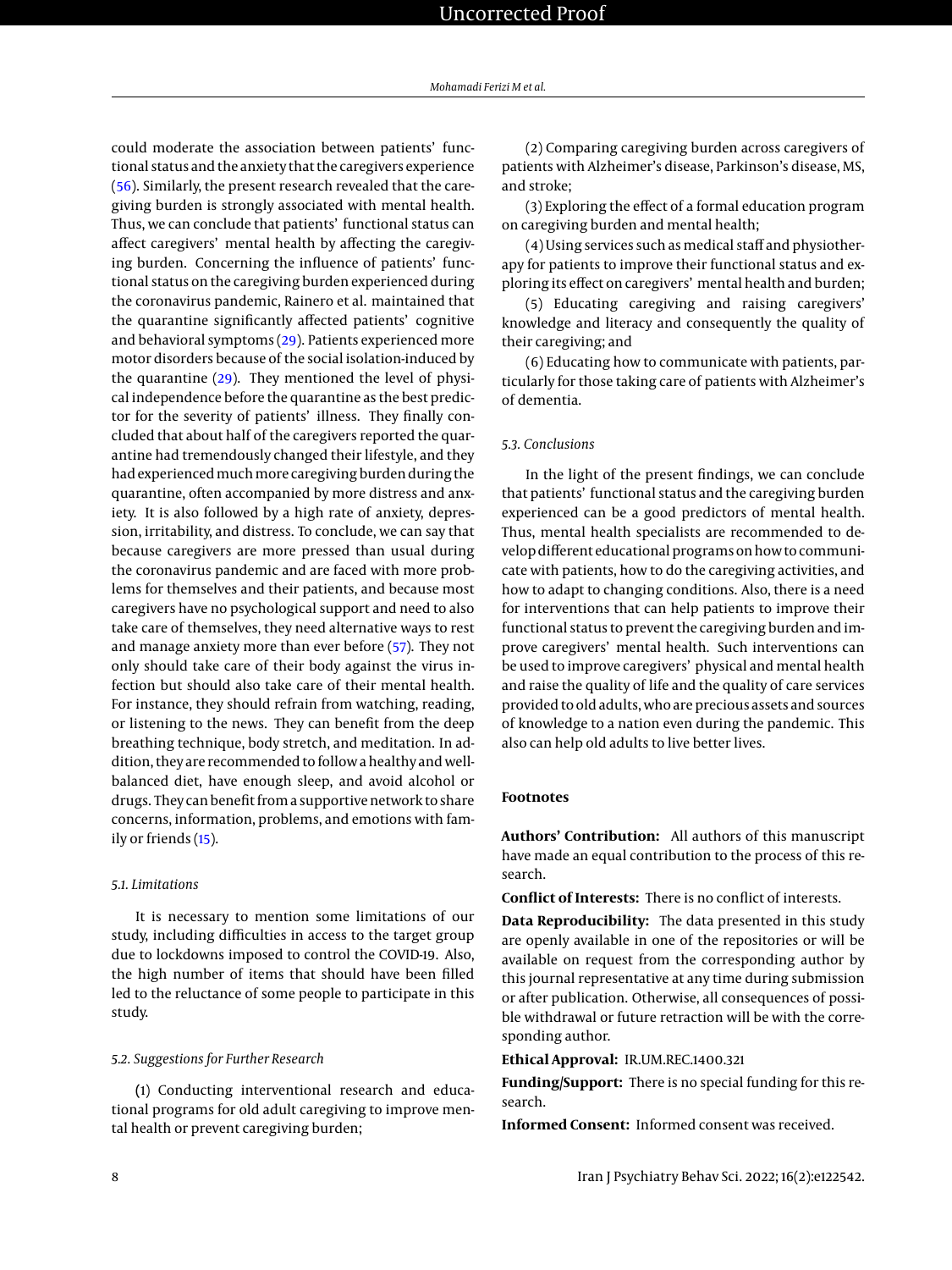could moderate the association between patients' functional status and the anxiety that the caregivers experience (56). Similarly, the present research revealed that the caregiving burden is strongly associated with mental health. Thus, we can conclude that patients' functional status can affect caregivers' mental health by affecting the caregiving burden. Concerning the influence of patients' functional status on the caregiving burden experienced during the coronavirus pandemic, Rainero et al. maintained that the quarantine significantly affected patients' cognitive and behavioral symptoms (29). Patients experienced more motor disorders because of the social isolation-induced by the quarantine (29). They mentioned the level of physical independence before the quarantine as the best predictor for the severity of patients' illness. They finally concluded that about half of the caregivers reported the quarantine had tremendously changed their lifestyle, and they had experienced much more caregiving burden during the quarantine, often accompanied by more distress and anxiety. It is also followed by a high rate of anxiety, depression, irritability, and distress. To conclude, we can say that because caregivers are more pressed than usual during the coronavirus pandemic and are faced with more problems for themselves and their patients, and because most caregivers have no psychological support and need to also take care of themselves, they need alternative ways to rest and manage anxiety more than ever before (57). They not only should take care of their body against the virus infection but should also take care of their mental health. For instance, they should refrain from watching, reading, or listening to the news. They can benefit from the deep breathing technique, body stretch, and meditation. In addition, they are recommended to follow a healthy and well-balanced diet, have enough sleep, and avoid alcohol or drugs. They can benefit from a supportive network to share concerns, information, problems, and emotions with family or friends (15).

### 5.1. Limitations

It is necessary to mention some limitations of our study, including difficulties in access to the target group due to lockdowns imposed to control the COVID-19. Also, the high number of items that should have been filled led to the reluctance of some people to participate in this study.

### 5.2. Suggestions for Further Research

(1) Conducting interventional research and educational programs for old adult caregiving to improve mental health or prevent caregiving burden;

(2) Comparing caregiving burden across caregivers of patients with Alzheimer's disease, Parkinson's disease, MS, and stroke;

(3) Exploring the effect of a formal education program on caregiving burden and mental health;

(4) Using services such as medical staff and physiotherapy for patients to improve their functional status and exploring its effect on caregivers' mental health and burden;

(5) Educating caregiving and raising caregivers' knowledge and literacy and consequently the quality of their caregiving; and

(6) Educating how to communicate with patients, particularly for those taking care of patients with Alzheimer's of dementia.

### 5.3. Conclusions

In the light of the present findings, we can conclude that patients' functional status and the caregiving burden experienced can be a good predictors of mental health. Thus, mental health specialists are recommended to develop different educational programs on how to communicate with patients, how to do the caregiving activities, and how to adapt to changing conditions. Also, there is a need for interventions that can help patients to improve their functional status to prevent the caregiving burden and improve caregivers' mental health. Such interventions can be used to improve caregivers' physical and mental health and raise the quality of life and the quality of care services provided to old adults, who are precious assets and sources of knowledge to a nation even during the pandemic. This also can help old adults to live better lives.

## Footnotes

**Authors' Contribution:** All authors of this manuscript have made an equal contribution to the process of this research.

**Conflict of Interests:** There is no conflict of interests.

**Data Reproducibility:** The data presented in this study are openly available in one of the repositories or will be available on request from the corresponding author by this journal representative at any time during submission or after publication. Otherwise, all consequences of possible withdrawal or future retraction will be with the corresponding author.

**Ethical Approval:** IR.UM.REC.1400.321

**Funding/Support:** There is no special funding for this research.

**Informed Consent:** Informed consent was received.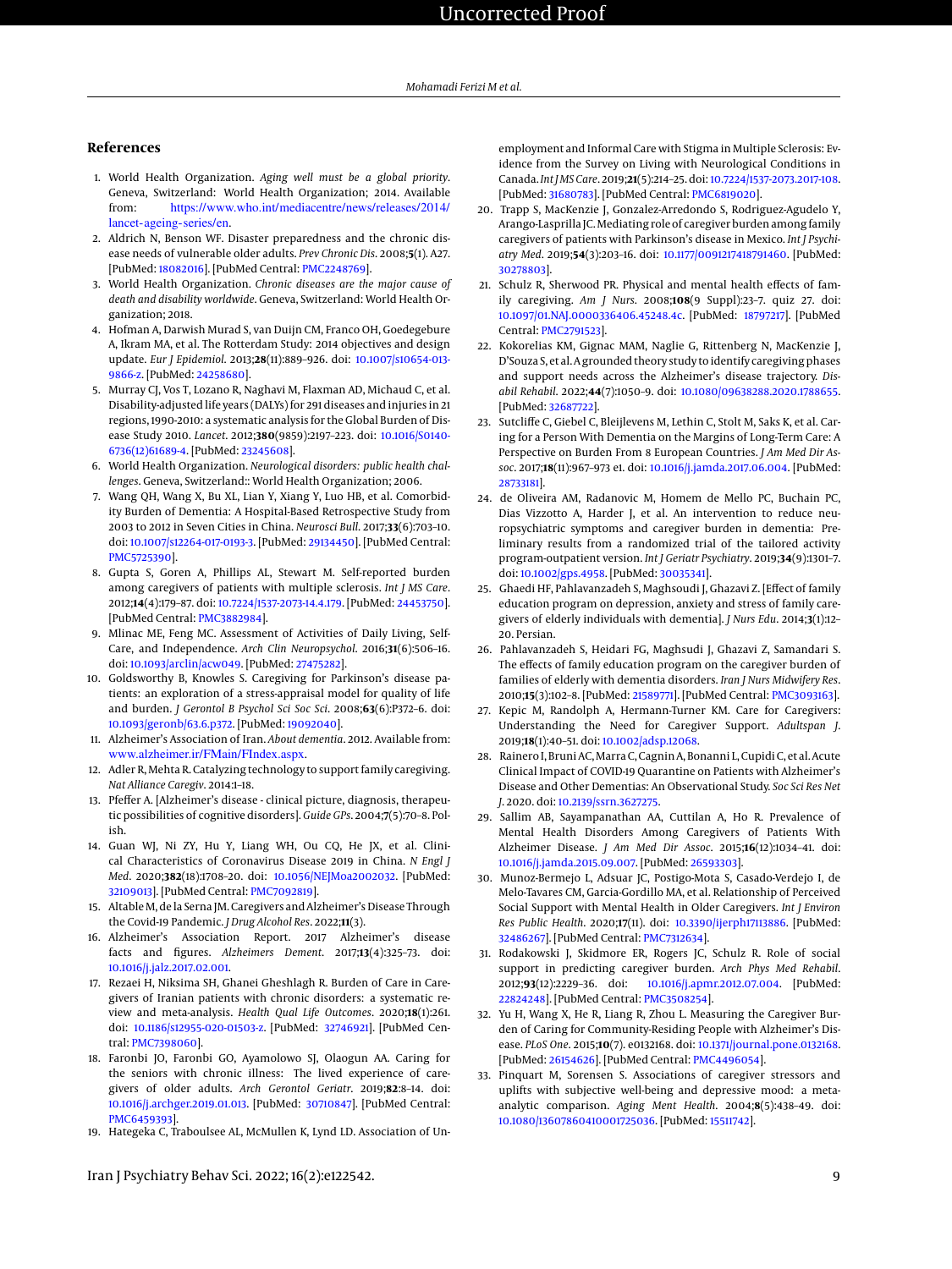## References

1. World Health Organization. *Aging well must be a global priority*. Geneva, Switzerland: World Health Organization; 2014. Available from: https://www.who.int/mediacentre/news/releases/2014/lancet-ageing-series/en.
2. Aldrich N, Benson WF. Disaster preparedness and the chronic disease needs of vulnerable older adults. *Prev Chronic Dis*. 2008;**5**(1). A27. [PubMed: 18082016]. [PubMed Central: PMC2248769].
3. World Health Organization. *Chronic diseases are the major cause of death and disability worldwide*. Geneva, Switzerland: World Health Organization; 2018.
4. Hofman A, Darwish Murad S, van Duijn CM, Franco OH, Goedegebure A, Ikram MA, et al. The Rotterdam Study: 2014 objectives and design update. *Eur J Epidemiol*. 2013;**28**(11):889–926. doi: 10.1007/s10654-013-9866-z. [PubMed: 24258680].
5. Murray CJ, Vos T, Lozano R, Naghavi M, Flaxman AD, Michaud C, et al. Disability-adjusted life years (DALYs) for 291 diseases and injuries in 21 regions, 1990-2010: a systematic analysis for the Global Burden of Disease Study 2010. *Lancet*. 2012;**380**(9859):2197–223. doi: 10.1016/S0140-6736(12)61689-4. [PubMed: 23245608].
6. World Health Organization. *Neurological disorders: public health challenges*. Geneva, Switzerland:: World Health Organization; 2006.
7. Wang QH, Wang X, Bu XL, Lian Y, Xiang Y, Luo HB, et al. Comorbidity Burden of Dementia: A Hospital-Based Retrospective Study from 2003 to 2012 in Seven Cities in China. *Neurosci Bull*. 2017;**33**(6):703–10. doi: 10.1007/s12264-017-0193-3. [PubMed: 29134450]. [PubMed Central: PMC5725390].
8. Gupta S, Goren A, Phillips AL, Stewart M. Self-reported burden among caregivers of patients with multiple sclerosis. *Int J MS Care*. 2012;**14**(4):179–87. doi: 10.7224/1537-2073-14.4.179. [PubMed: 24453750]. [PubMed Central: PMC3882984].
9. Mlinac ME, Feng MC. Assessment of Activities of Daily Living, Self-Care, and Independence. *Arch Clin Neuropsychol*. 2016;**31**(6):506–16. doi: 10.1093/arclin/acw049. [PubMed: 27475282].
10. Goldsworthy B, Knowles S. Caregiving for Parkinson's disease patients: an exploration of a stress-appraisal model for quality of life and burden. *J Gerontol B Psychol Sci Soc Sci*. 2008;**63**(6):P372–6. doi: 10.1093/geronb/63.6.p372. [PubMed: 19092040].
11. Alzheimer's Association of Iran. *About dementia*. 2012. Available from: www.alzheimer.ir/FMain/FIndex.aspx.
12. Adler R, Mehta R. Catalyzing technology to support family caregiving. *Nat Alliance Caregiv*. 2014:1–18.
13. Pfeffer A. [Alzheimer's disease - clinical picture, diagnosis, therapeutic possibilities of cognitive disorders]. *Guide GPs*. 2004;**7**(5):70–8. Polish.
14. Guan WJ, Ni ZY, Hu Y, Liang WH, Ou CQ, He JX, et al. Clinical Characteristics of Coronavirus Disease 2019 in China. *N Engl J Med*. 2020;**382**(18):1708–20. doi: 10.1056/NEJMoa2002032. [PubMed: 32109013]. [PubMed Central: PMC7092819].
15. Altable M, de la Serna JM. Caregivers and Alzheimer's Disease Through the Covid-19 Pandemic. *J Drug Alcohol Res*. 2022;**11**(3).
16. Alzheimer's Association Report. 2017 Alzheimer's disease facts and figures. *Alzheimers Dement*. 2017;**13**(4):325–73. doi: 10.1016/j.jalz.2017.02.001.
17. Rezaei H, Niksima SH, Ghanei Gheshlagh R. Burden of Care in Caregivers of Iranian patients with chronic disorders: a systematic review and meta-analysis. *Health Qual Life Outcomes*. 2020;**18**(1):261. doi: 10.1186/s12955-020-01503-z. [PubMed: 32746921]. [PubMed Central: PMC7398060].
18. Faronbi JO, Faronbi GO, Ayamolowo SJ, Olaogun AA. Caring for the seniors with chronic illness: The lived experience of caregivers of older adults. *Arch Gerontol Geriatr*. 2019;**82**:8–14. doi: 10.1016/j.archger.2019.01.013. [PubMed: 30710847]. [PubMed Central: PMC6459393].
19. Hategeka C, Traboulsee AL, McMullen K, Lynd LD. Association of Unemployment and Informal Care with Stigma in Multiple Sclerosis: Evidence from the Survey on Living with Neurological Conditions in Canada. *Int J MS Care*. 2019;**21**(5):214–25. doi: 10.7224/1537-2073.2017-108. [PubMed: 31680783]. [PubMed Central: PMC6819020].
20. Trapp S, MacKenzie J, Gonzalez-Arredondo S, Rodriguez-Agudelo Y, Arango-Lasprilla JC. Mediating role of caregiver burden among family caregivers of patients with Parkinson's disease in Mexico. *Int J Psychiatry Med*. 2019;**54**(3):203–16. doi: 10.1177/0091217418791460. [PubMed: 30278803].
21. Schulz R, Sherwood PR. Physical and mental health effects of family caregiving. *Am J Nurs*. 2008;**108**(9 Suppl):23–7. quiz 27. doi: 10.1097/01.NAJ.0000336406.45248.4c. [PubMed: 18797217]. [PubMed Central: PMC2791523].
22. Kokorelias KM, Gignac MAM, Naglie G, Rittenberg N, MacKenzie J, D'Souza S, et al. A grounded theory study to identify caregiving phases and support needs across the Alzheimer's disease trajectory. *Disabil Rehabil*. 2022;**44**(7):1050–9. doi: 10.1080/09638288.2020.1788655. [PubMed: 32687722].
23. Sutcliffe C, Giebel C, Bleijlevens M, Lethin C, Stolt M, Saks K, et al. Caring for a Person With Dementia on the Margins of Long-Term Care: A Perspective on Burden From 8 European Countries. *J Am Med Dir Assoc*. 2017;**18**(11):967–973 e1. doi: 10.1016/j.jamda.2017.06.004. [PubMed: 28733181].
24. de Oliveira AM, Radanovic M, Homem de Mello PC, Buchain PC, Dias Vizzotto A, Harder J, et al. An intervention to reduce neuropsychiatric symptoms and caregiver burden in dementia: Preliminary results from a randomized trial of the tailored activity program-outpatient version. *Int J Geriatr Psychiatry*. 2019;**34**(9):1301–7. doi: 10.1002/gps.4958. [PubMed: 30035341].
25. Ghaedi HF, Pahlavanzadeh S, Maghsoudi J, Ghazavi Z. [Effect of family education program on depression, anxiety and stress of family caregivers of elderly individuals with dementia]. *J Nurs Edu*. 2014;**3**(1):12–20. Persian.
26. Pahlavanzadeh S, Heidari FG, Maghsudi J, Ghazavi Z, Samandari S. The effects of family education program on the caregiver burden of families of elderly with dementia disorders. *Iran J Nurs Midwifery Res*. 2010;**15**(3):102–8. [PubMed: 21589771]. [PubMed Central: PMC3093163].
27. Kepic M, Randolph A, Hermann-Turner KM. Care for Caregivers: Understanding the Need for Caregiver Support. *Adultspan J*. 2019;**18**(1):40–51. doi: 10.1002/adsp.12068.
28. Rainero I, Bruni AC, Marra C, Cagnin A, Bonanni L, Cupidi C, et al. Acute Clinical Impact of COVID-19 Quarantine on Patients with Alzheimer's Disease and Other Dementias: An Observational Study. *Soc Sci Res Net J*. 2020. doi: 10.2139/ssrn.3627275.
29. Sallim AB, Sayampanathan AA, Cuttilan A, Ho R. Prevalence of Mental Health Disorders Among Caregivers of Patients With Alzheimer Disease. *J Am Med Dir Assoc*. 2015;**16**(12):1034–41. doi: 10.1016/j.jamda.2015.09.007. [PubMed: 26593303].
30. Munoz-Bermejo L, Adsuar JC, Postigo-Mota S, Casado-Verdejo I, de Melo-Tavares CM, Garcia-Gordillo MA, et al. Relationship of Perceived Social Support with Mental Health in Older Caregivers. *Int J Environ Res Public Health*. 2020;**17**(11). doi: 10.3390/ijerph17113886. [PubMed: 32486267]. [PubMed Central: PMC7312634].
31. Rodakowski J, Skidmore ER, Rogers JC, Schulz R. Role of social support in predicting caregiver burden. *Arch Phys Med Rehabil*. 2012;**93**(12):2229–36. doi: 10.1016/j.apmr.2012.07.004. [PubMed: 22824248]. [PubMed Central: PMC3508254].
32. Yu H, Wang X, He R, Liang R, Zhou L. Measuring the Caregiver Burden of Caring for Community-Residing People with Alzheimer's Disease. *PLoS One*. 2015;**10**(7). e0132168. doi: 10.1371/journal.pone.0132168. [PubMed: 26154626]. [PubMed Central: PMC4496054].
33. Pinquart M, Sorensen S. Associations of caregiver stressors and uplifts with subjective well-being and depressive mood: a meta-analytic comparison. *Aging Ment Health*. 2004;**8**(5):438–49. doi: 10.1080/13607860410001725036. [PubMed: 15511742].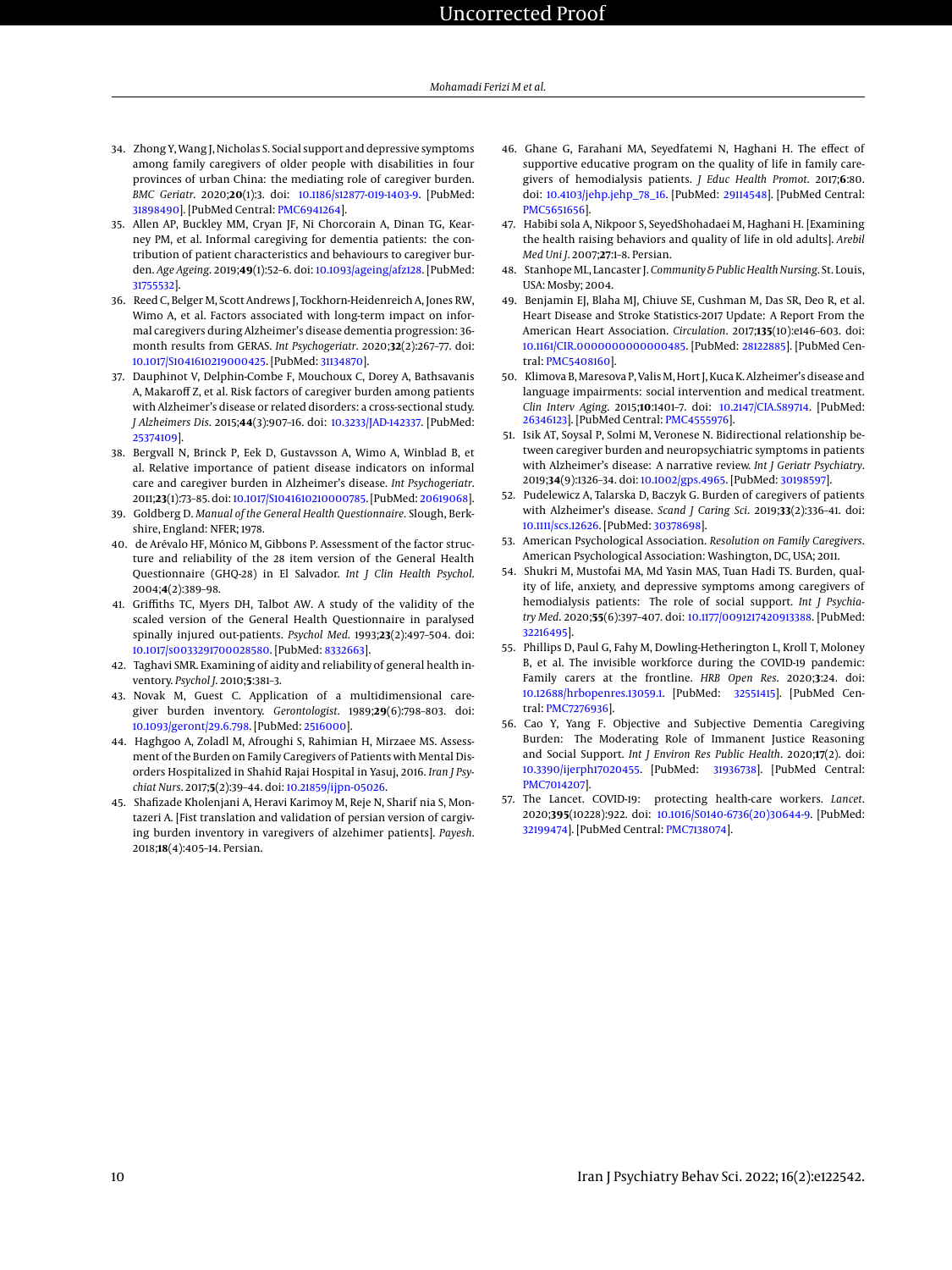34. Zhong Y, Wang J, Nicholas S. Social support and depressive symptoms among family caregivers of older people with disabilities in four provinces of urban China: the mediating role of caregiver burden. *BMC Geriatr*. 2020;**20**(1):3. doi: 10.1186/s12877-019-1403-9. [PubMed: 31898490]. [PubMed Central: PMC6941264].
35. Allen AP, Buckley MM, Cryan JF, Ni Chorcorain A, Dinan TG, Kearney PM, et al. Informal caregiving for dementia patients: the contribution of patient characteristics and behaviours to caregiver burden. *Age Ageing*. 2019;**49**(1):52–6. doi: 10.1093/ageing/afz128. [PubMed: 31755532].
36. Reed C, Belger M, Scott Andrews J, Tockhorn-Heidenreich A, Jones RW, Wimo A, et al. Factors associated with long-term impact on informal caregivers during Alzheimer's disease dementia progression: 36-month results from GERAS. *Int Psychogeriatr*. 2020;**32**(2):267–77. doi: 10.1017/S1041610219000425. [PubMed: 31134870].
37. Dauphinot V, Delphin-Combe F, Mouchoux C, Dorey A, Bathsavanis A, Makaroff Z, et al. Risk factors of caregiver burden among patients with Alzheimer's disease or related disorders: a cross-sectional study. *J Alzheimers Dis*. 2015;**44**(3):907–16. doi: 10.3233/JAD-142337. [PubMed: 25374109].
38. Bergvall N, Brinck P, Eek D, Gustavsson A, Wimo A, Winblad B, et al. Relative importance of patient disease indicators on informal care and caregiver burden in Alzheimer's disease. *Int Psychogeriatr*. 2011;**23**(1):73–85. doi: 10.1017/S1041610210000785. [PubMed: 20619068].
39. Goldberg D. *Manual of the General Health Questionnaire*. Slough, Berkshire, England: NFER; 1978.
40. de Arévalo HF, Mónico M, Gibbons P. Assessment of the factor structure and reliability of the 28 item version of the General Health Questionnaire (GHQ-28) in El Salvador. *Int J Clin Health Psychol*. 2004;**4**(2):389–98.
41. Griffiths TC, Myers DH, Talbot AW. A study of the validity of the scaled version of the General Health Questionnaire in paralysed spinally injured out-patients. *Psychol Med*. 1993;**23**(2):497–504. doi: 10.1017/s0033291700028580. [PubMed: 8332663].
42. Taghavi SMR. Examining of aidity and reliability of general health inventory. *Psychol J*. 2010;**5**:381–3.
43. Novak M, Guest C. Application of a multidimensional caregiver burden inventory. *Gerontologist*. 1989;**29**(6):798–803. doi: 10.1093/geront/29.6.798. [PubMed: 2516000].
44. Haghgoo A, Zoladl M, Afroughi S, Rahimian H, Mirzaee MS. Assessment of the Burden on Family Caregivers of Patients with Mental Disorders Hospitalized in Shahid Rajai Hospital in Yasuj, 2016. *Iran J Psychiat Nurs*. 2017;**5**(2):39–44. doi: 10.21859/ijpn-05026.
45. Shafizade Kholenjani A, Heravi Karimoy M, Reje N, Sharif nia S, Montazeri A. [Fist translation and validation of persian version of cargiving burden inventory in varegivers of alzehimer patients]. *Payesh*. 2018;**18**(4):405–14. Persian.
46. Ghane G, Farahani MA, Seyedfatemi N, Haghani H. The effect of supportive educative program on the quality of life in family caregivers of hemodialysis patients. *J Educ Health Promot*. 2017;**6**:80. doi: 10.4103/jehp.jehp_78_16. [PubMed: 29114548]. [PubMed Central: PMC5651656].
47. Habibi sola A, Nikpoor S, SeyedShohadaei M, Haghani H. [Examining the health raising behaviors and quality of life in old adults]. *Arebil Med Uni J*. 2007;**27**:1–8. Persian.
48. Stanhope ML, Lancaster J. *Community & Public Health Nursing*. St. Louis, USA: Mosby; 2004.
49. Benjamin EJ, Blaha MJ, Chiuve SE, Cushman M, Das SR, Deo R, et al. Heart Disease and Stroke Statistics-2017 Update: A Report From the American Heart Association. *Circulation*. 2017;**135**(10):e146–603. doi: 10.1161/CIR.0000000000000485. [PubMed: 28122885]. [PubMed Central: PMC5408160].
50. Klimova B, Maresova P, Valis M, Hort J, Kuca K. Alzheimer's disease and language impairments: social intervention and medical treatment. *Clin Interv Aging*. 2015;**10**:1401–7. doi: 10.2147/CIA.S89714. [PubMed: 26346123]. [PubMed Central: PMC4555976].
51. Isik AT, Soysal P, Solmi M, Veronese N. Bidirectional relationship between caregiver burden and neuropsychiatric symptoms in patients with Alzheimer's disease: A narrative review. *Int J Geriatr Psychiatry*. 2019;**34**(9):1326–34. doi: 10.1002/gps.4965. [PubMed: 30198597].
52. Pudelewicz A, Talarska D, Baczyk G. Burden of caregivers of patients with Alzheimer's disease. *Scand J Caring Sci*. 2019;**33**(2):336–41. doi: 10.1111/scs.12626. [PubMed: 30378698].
53. American Psychological Association. *Resolution on Family Caregivers*. American Psychological Association: Washington, DC, USA; 2011.
54. Shukri M, Mustofai MA, Md Yasin MAS, Tuan Hadi TS. Burden, quality of life, anxiety, and depressive symptoms among caregivers of hemodialysis patients: The role of social support. *Int J Psychiatry Med*. 2020;**55**(6):397–407. doi: 10.1177/0091217420913388. [PubMed: 32216495].
55. Phillips D, Paul G, Fahy M, Dowling-Hetherington L, Kroll T, Moloney B, et al. The invisible workforce during the COVID-19 pandemic: Family carers at the frontline. *HRB Open Res*. 2020;**3**:24. doi: 10.12688/hrbopenres.13059.1. [PubMed: 32551415]. [PubMed Central: PMC7276936].
56. Cao Y, Yang F. Objective and Subjective Dementia Caregiving Burden: The Moderating Role of Immanent Justice Reasoning and Social Support. *Int J Environ Res Public Health*. 2020;**17**(2). doi: 10.3390/ijerph17020455. [PubMed: 31936738]. [PubMed Central: PMC7014207].
57. The Lancet. COVID-19: protecting health-care workers. *Lancet*. 2020;**395**(10228):922. doi: 10.1016/S0140-6736(20)30644-9. [PubMed: 32199474]. [PubMed Central: PMC7138074].